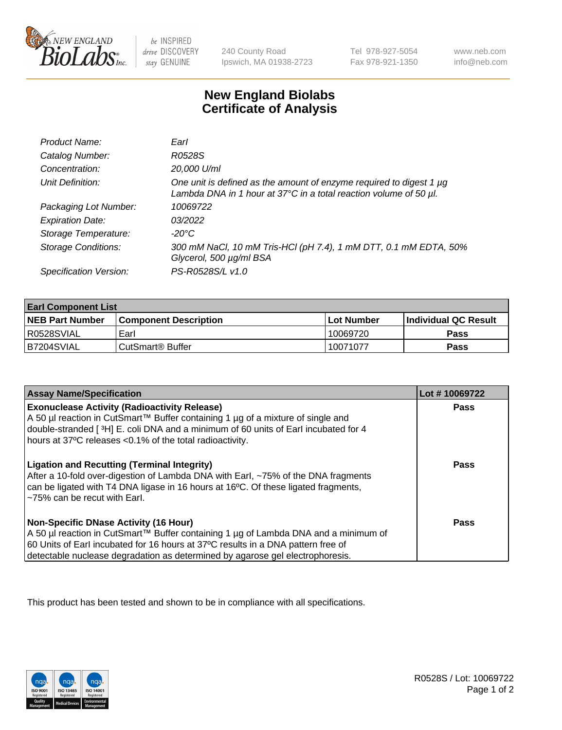# New England Biolabs Certificate of Analysis

| | |
|---|---|
| *Product Name:* | *EarI* |
| *Catalog Number:* | *R0528S* |
| *Concentration:* | *20,000 U/ml* |
| *Unit Definition:* | *One unit is defined as the amount of enzyme required to digest 1 µg Lambda DNA in 1 hour at 37°C in a total reaction volume of 50 µl.* |
| *Packaging Lot Number:* | *10069722* |
| *Expiration Date:* | *03/2022* |
| *Storage Temperature:* | *-20°C* |
| *Storage Conditions:* | *300 mM NaCl, 10 mM Tris-HCl (pH 7.4), 1 mM DTT, 0.1 mM EDTA, 50% Glycerol, 500 µg/ml BSA* |
| *Specification Version:* | *PS-R0528S/L v1.0* |

| **EarI Component List** | | | |
|---|---|---|---|
| **NEB Part Number** | **Component Description** | **Lot Number** | **Individual QC Result** |
| R0528SVIAL | EarI | 10069720 | **Pass** |
| B7204SVIAL | CutSmart® Buffer | 10071077 | **Pass** |

| Assay Name/Specification | Lot # 10069722 |
|---|---|
| **Exonuclease Activity (Radioactivity Release)**<br>A 50 µl reaction in CutSmart™ Buffer containing 1 µg of a mixture of single and double-stranded [ $^3$H] E. coli DNA and a minimum of 60 units of EarI incubated for 4 hours at 37ºC releases <0.1% of the total radioactivity. | **Pass** |
| **Ligation and Recutting (Terminal Integrity)**<br>After a 10-fold over-digestion of Lambda DNA with EarI, ~75% of the DNA fragments can be ligated with T4 DNA ligase in 16 hours at 16ºC. Of these ligated fragments, ~75% can be recut with EarI. | **Pass** |
| **Non-Specific DNase Activity (16 Hour)**<br>A 50 µl reaction in CutSmart™ Buffer containing 1 µg of Lambda DNA and a minimum of 60 Units of EarI incubated for 16 hours at 37ºC results in a DNA pattern free of detectable nuclease degradation as determined by agarose gel electrophoresis. | **Pass** |

This product has been tested and shown to be in compliance with all specifications.

R0528S / Lot: 10069722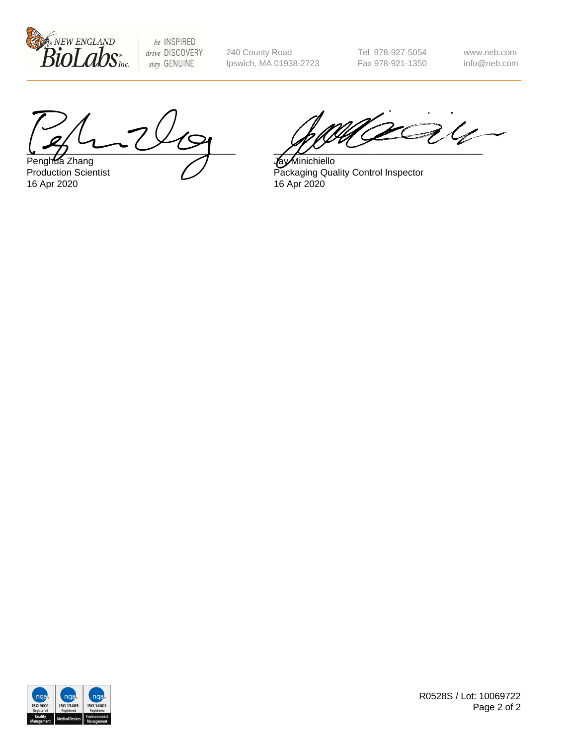NEW ENGLAND BioLabs Inc.

be INSPIRED
drive DISCOVERY
stay GENUINE

240 County Road
Ipswich, MA 01938-2723

Tel 978-927-5054
Fax 978-921-1350

www.neb.com
info@neb.com

Penghua Zhang
Production Scientist
16 Apr 2020

Jay Minichiello
Packaging Quality Control Inspector
16 Apr 2020

ISO 9001 Registered Quality Management | ISO 13485 Registered Medical Devices | ISO 14001 Registered Environmental Management

R0528S / Lot: 10069722